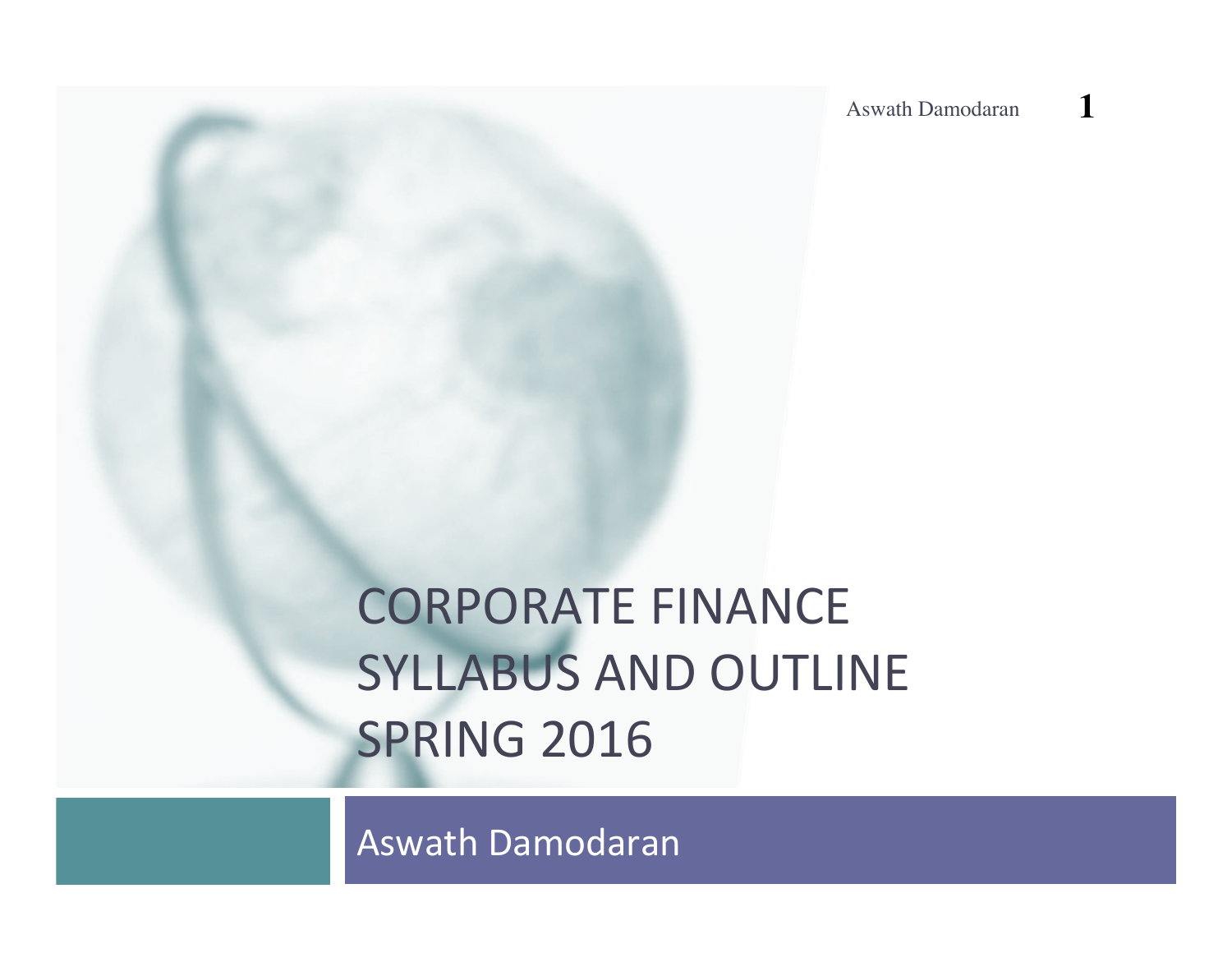# CORPORATE FINANCE SYLLABUS AND OUTLINE SPRING 2016

Aswath Damodaran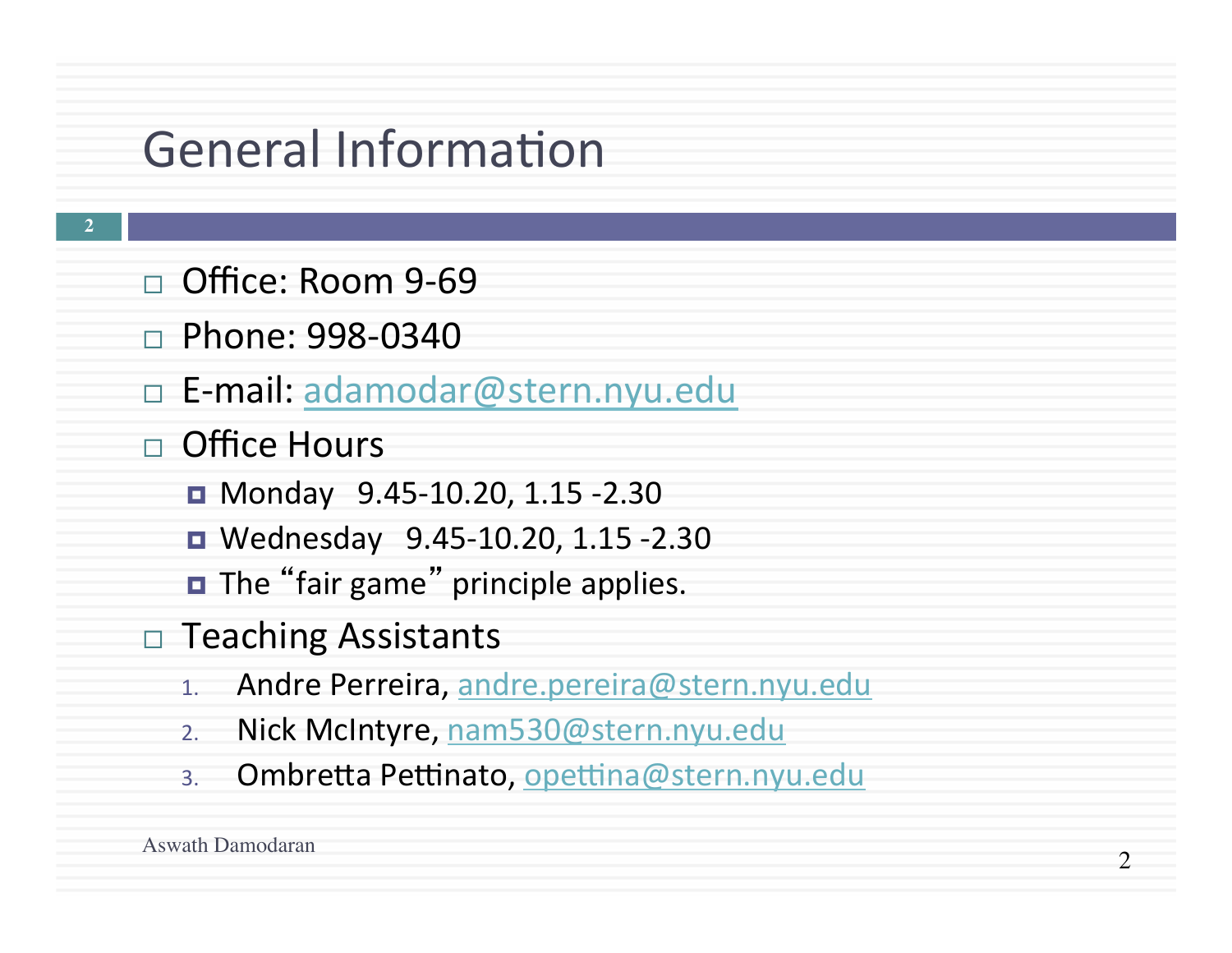# General Information

- Office: Room 9-69
- Phone: 998-0340
- E-mail: adamodar@stern.nyu.edu
- Office Hours
  - Monday 9.45-10.20, 1.15 -2.30
  - Wednesday 9.45-10.20, 1.15 -2.30
  - The "fair game" principle applies.
- Teaching Assistants
  1. Andre Perreira, andre.pereira@stern.nyu.edu
  2. Nick McIntyre, nam530@stern.nyu.edu
  3. Ombretta Pettinato, opettina@stern.nyu.edu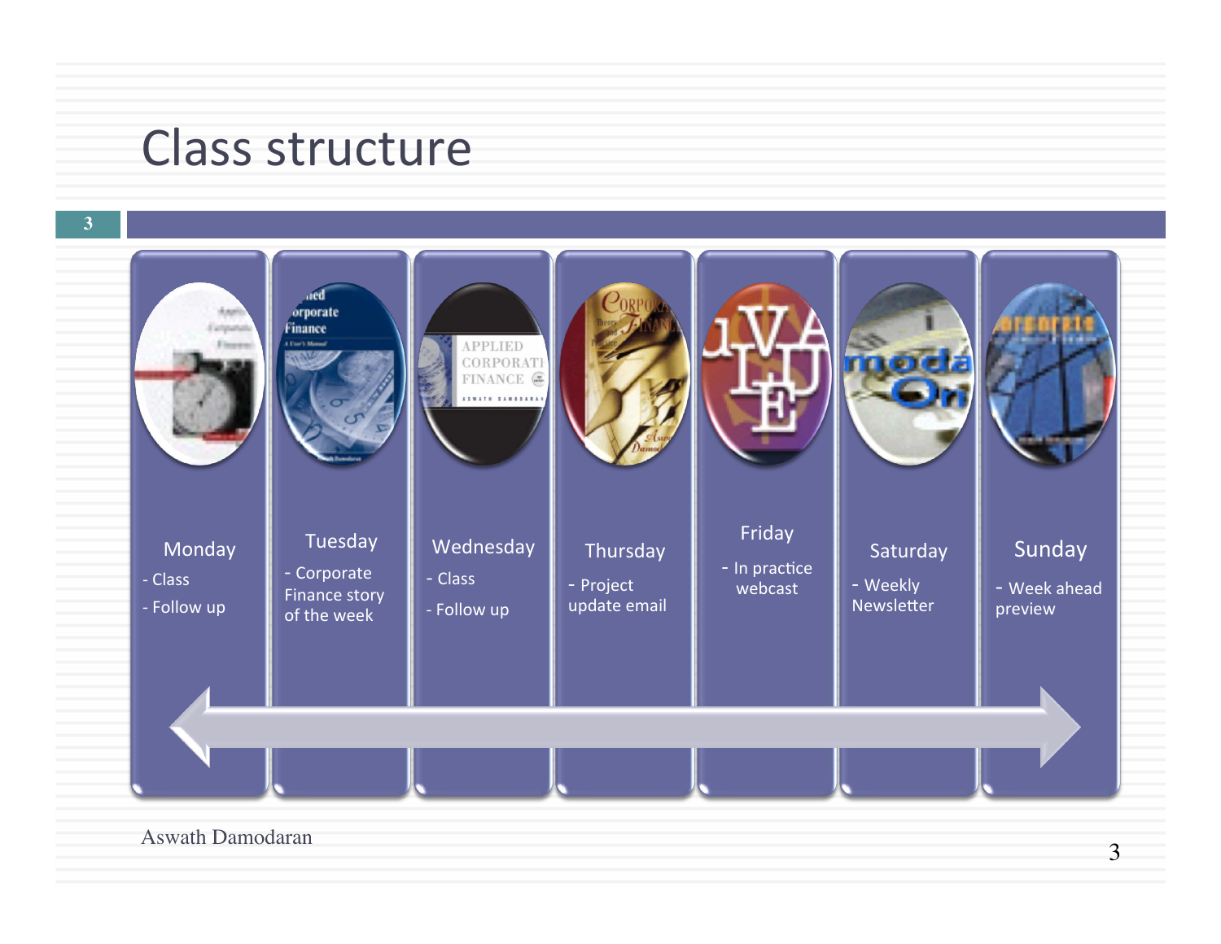# Class structure

- **Monday**
  - Class
  - Follow up
- **Tuesday**
  - Corporate Finance story of the week
- **Wednesday**
  - Class
  - Follow up
- **Thursday**
  - Project update email
- **Friday**
  - In practice webcast
- **Saturday**
  - Weekly Newsletter
- **Sunday**
  - Week ahead preview

Aswath Damodaran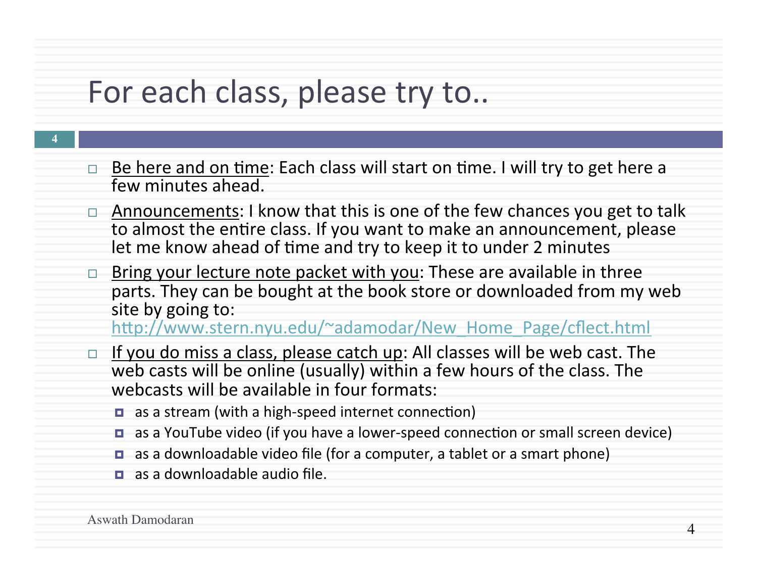# For each class, please try to..

- Be here and on time: Each class will start on time. I will try to get here a few minutes ahead.
- Announcements: I know that this is one of the few chances you get to talk to almost the entire class. If you want to make an announcement, please let me know ahead of time and try to keep it to under 2 minutes
- Bring your lecture note packet with you: These are available in three parts. They can be bought at the book store or downloaded from my web site by going to: http://www.stern.nyu.edu/~adamodar/New_Home_Page/cflect.html
- If you do miss a class, please catch up: All classes will be web cast. The web casts will be online (usually) within a few hours of the class. The webcasts will be available in four formats:
  - as a stream (with a high-speed internet connection)
  - as a YouTube video (if you have a lower-speed connection or small screen device)
  - as a downloadable video file (for a computer, a tablet or a smart phone)
  - as a downloadable audio file.

Aswath Damodaran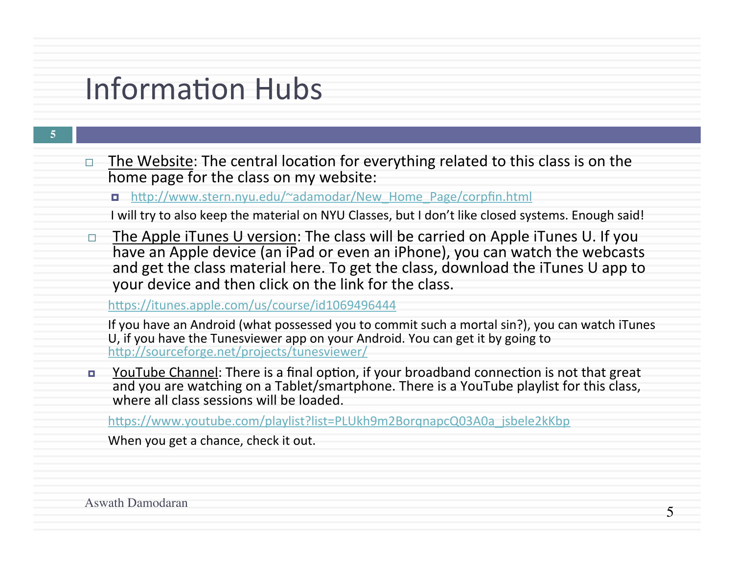# Information Hubs

- The Website: The central location for everything related to this class is on the home page for the class on my website:
  - http://www.stern.nyu.edu/~adamodar/New_Home_Page/corpfin.html

  I will try to also keep the material on NYU Classes, but I don't like closed systems. Enough said!

- The Apple iTunes U version: The class will be carried on Apple iTunes U. If you have an Apple device (an iPad or even an iPhone), you can watch the webcasts and get the class material here. To get the class, download the iTunes U app to your device and then click on the link for the class.

  https://itunes.apple.com/us/course/id1069496444

  If you have an Android (what possessed you to commit such a mortal sin?), you can watch iTunes U, if you have the Tunesviewer app on your Android. You can get it by going to http://sourceforge.net/projects/tunesviewer/

- YouTube Channel: There is a final option, if your broadband connection is not that great and you are watching on a Tablet/smartphone. There is a YouTube playlist for this class, where all class sessions will be loaded.

  https://www.youtube.com/playlist?list=PLUkh9m2BorqnapcQ03A0a_jsbele2kKbp

  When you get a chance, check it out.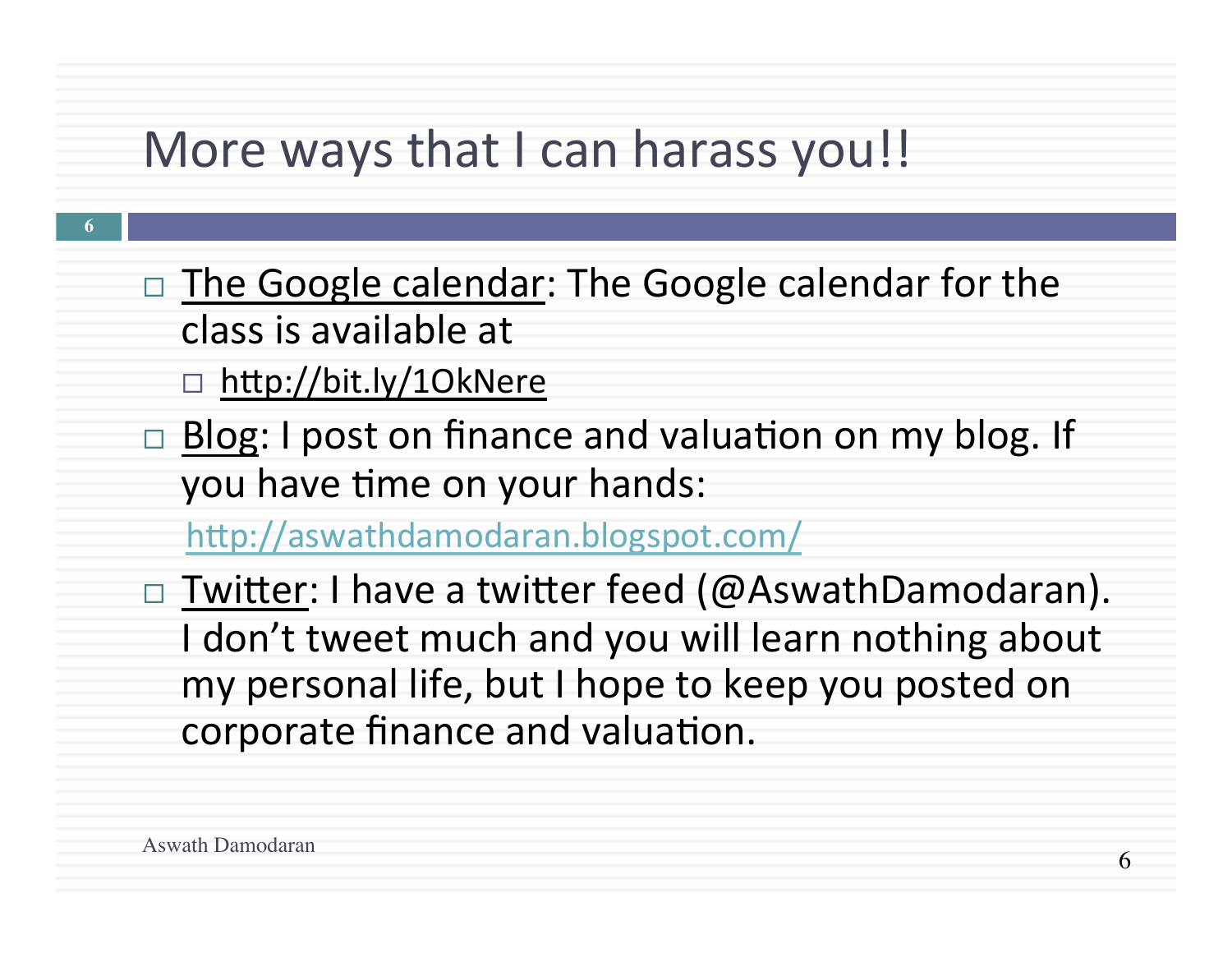# More ways that I can harass you!!

- The Google calendar: The Google calendar for the class is available at
  - http://bit.ly/1OkNere
- Blog: I post on finance and valuation on my blog. If you have time on your hands:

  http://aswathdamodaran.blogspot.com/
- Twitter: I have a twitter feed (@AswathDamodaran). I don't tweet much and you will learn nothing about my personal life, but I hope to keep you posted on corporate finance and valuation.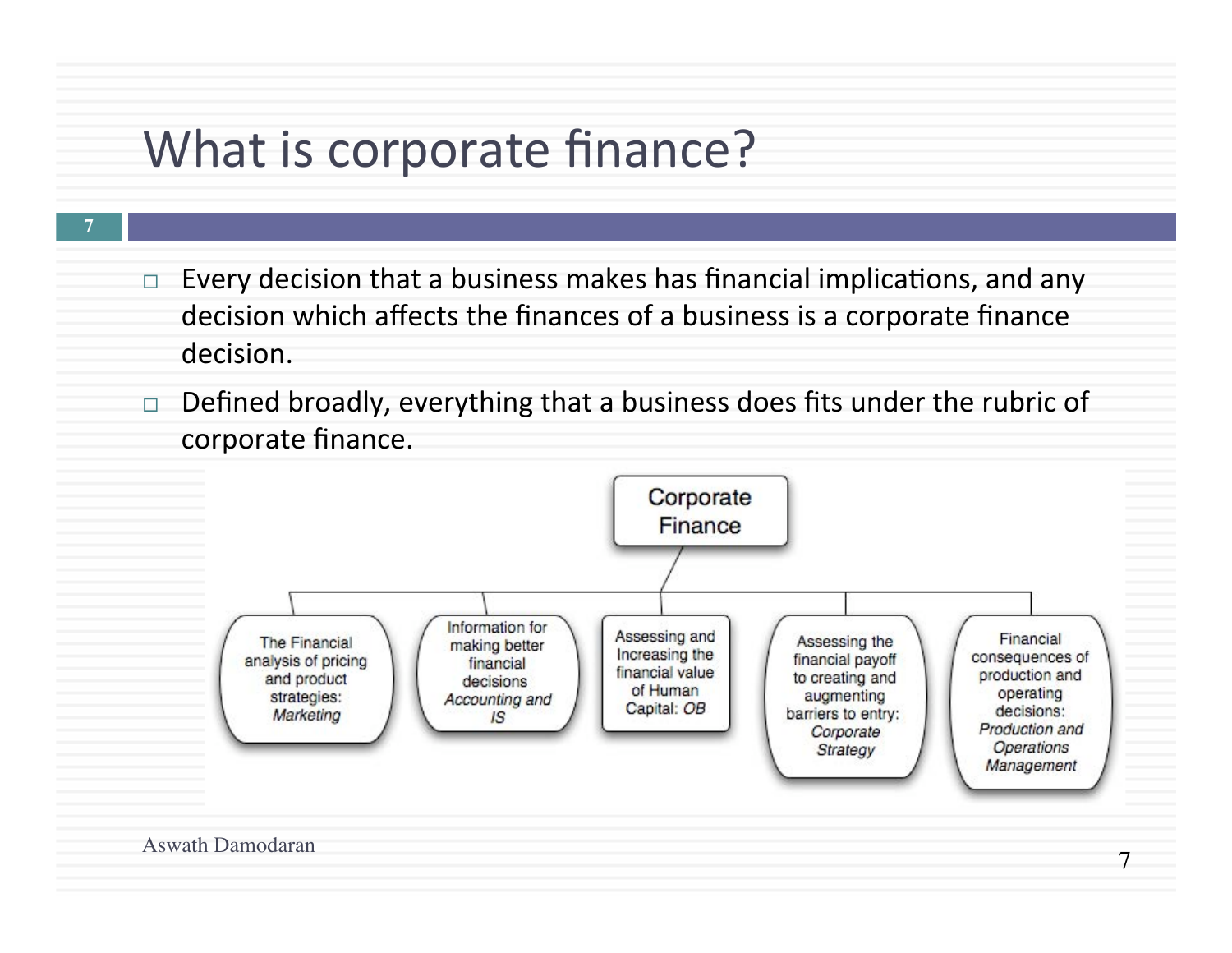# What is corporate finance?

- Every decision that a business makes has financial implications, and any decision which affects the finances of a business is a corporate finance decision.
- Defined broadly, everything that a business does fits under the rubric of corporate finance.

Corporate Finance

- The Financial analysis of pricing and product strategies: *Marketing*
- Information for making better financial decisions *Accounting and IS*
- Assessing and Increasing the financial value of Human Capital: *OB*
- Assessing the financial payoff to creating and augmenting barriers to entry: *Corporate Strategy*
- Financial consequences of production and operating decisions: *Production and Operations Management*

Aswath Damodaran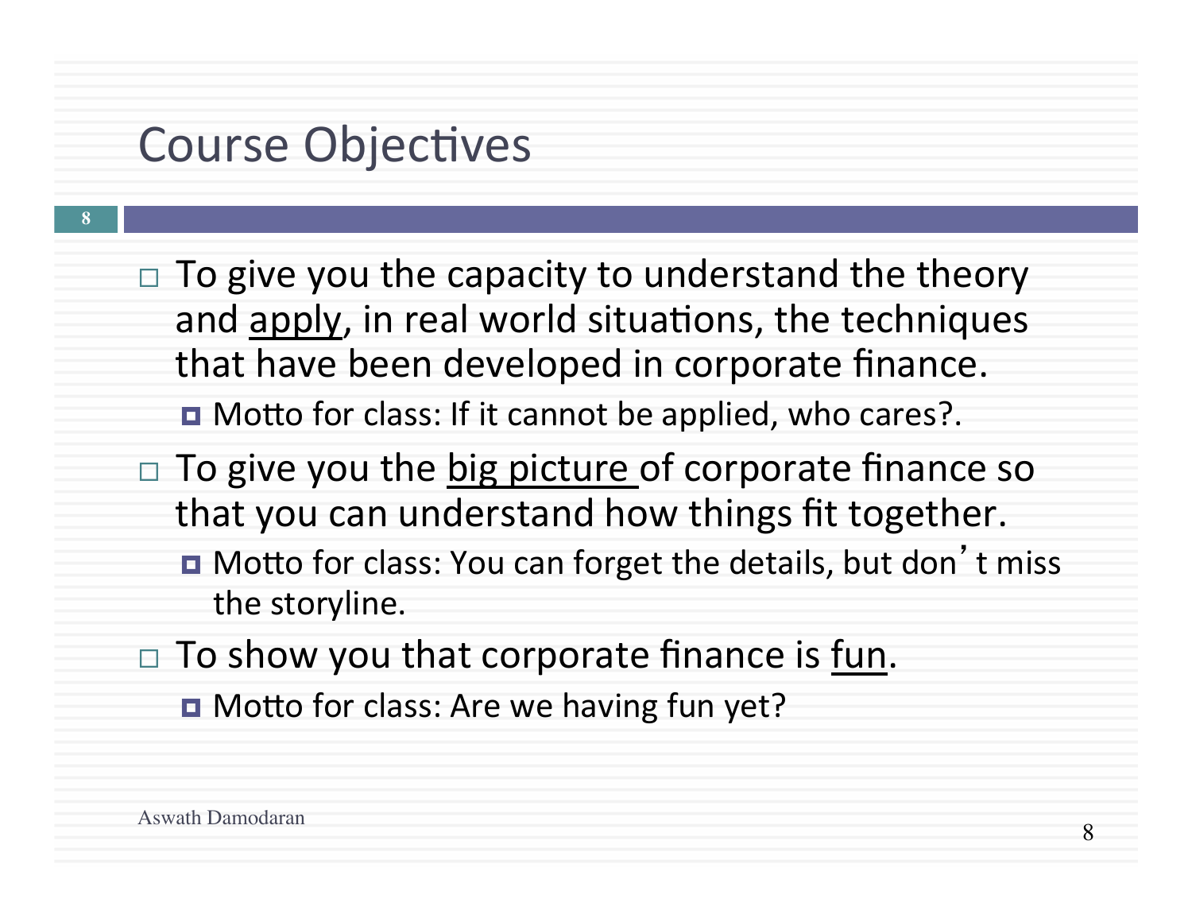# Course Objectives

- To give you the capacity to understand the theory and <u>apply</u>, in real world situations, the techniques that have been developed in corporate finance.
  - Motto for class: If it cannot be applied, who cares?.
- To give you the <u>big picture</u> of corporate finance so that you can understand how things fit together.
  - Motto for class: You can forget the details, but don't miss the storyline.
- To show you that corporate finance is <u>fun</u>.
  - Motto for class: Are we having fun yet?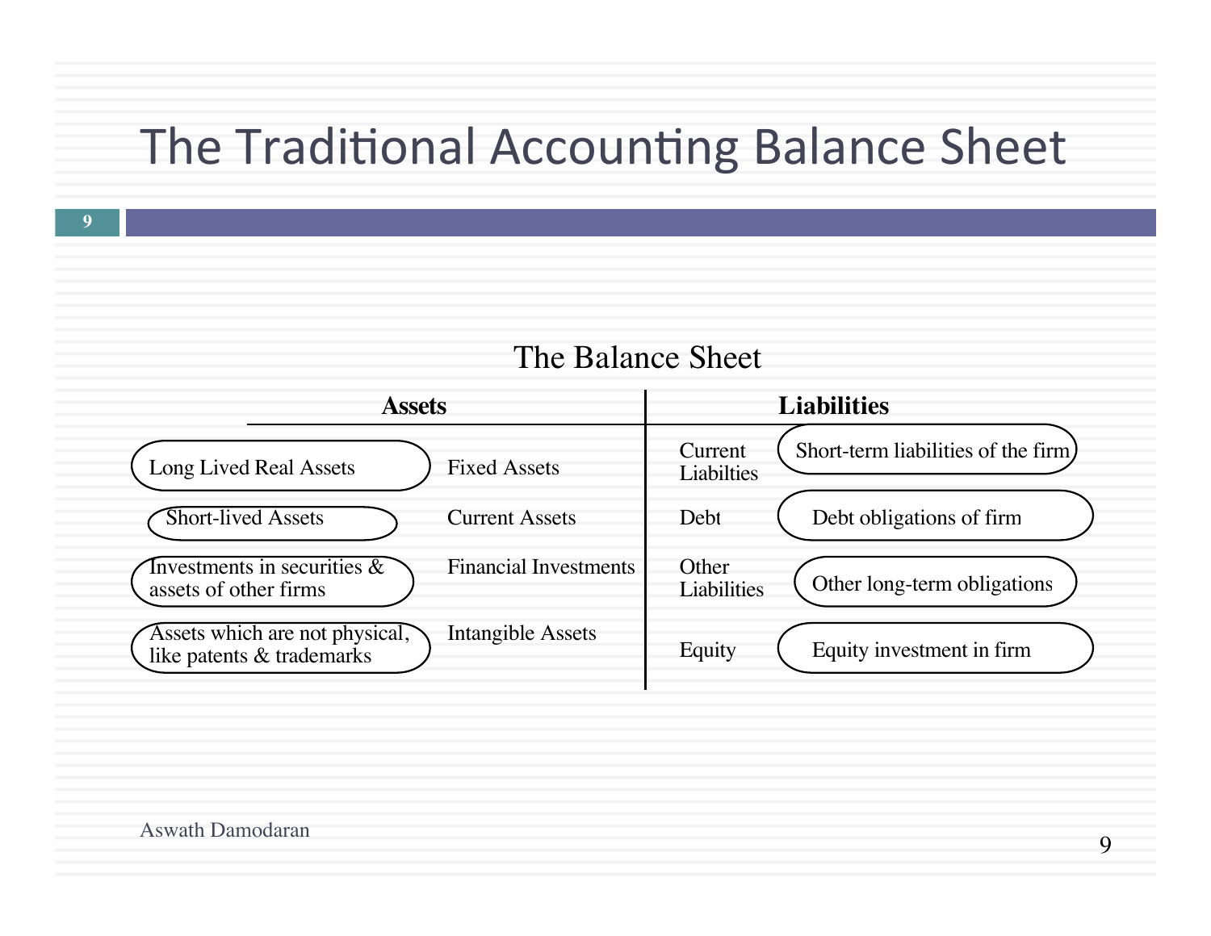# The Traditional Accounting Balance Sheet

## The Balance Sheet

| Assets | | Liabilities | |
|---|---|---|---|
| Long Lived Real Assets | Fixed Assets | Current Liabilties | Short-term liabilities of the firm |
| Short-lived Assets | Current Assets | Debt | Debt obligations of firm |
| Investments in securities & assets of other firms | Financial Investments | Other Liabilities | Other long-term obligations |
| Assets which are not physical, like patents & trademarks | Intangible Assets | Equity | Equity investment in firm |

Aswath Damodaran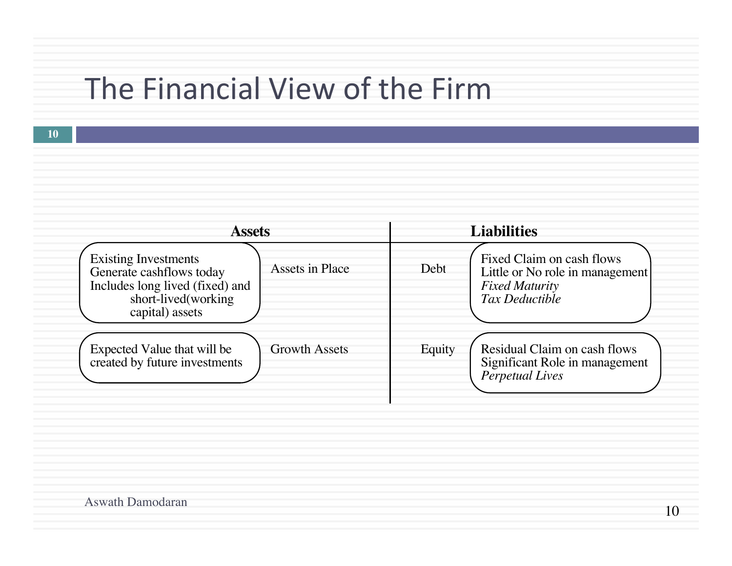# The Financial View of the Firm

| Assets | | | Liabilities | |
|---|---|---|---|---|
| Existing Investments<br>Generate cashflows today<br>Includes long lived (fixed) and short-lived(working capital) assets | Assets in Place | | Debt | Fixed Claim on cash flows<br>Little or No role in management<br>*Fixed Maturity*<br>*Tax Deductible* |
| Expected Value that will be created by future investments | Growth Assets | | Equity | Residual Claim on cash flows<br>Significant Role in management<br>*Perpetual Lives* |

Aswath Damodaran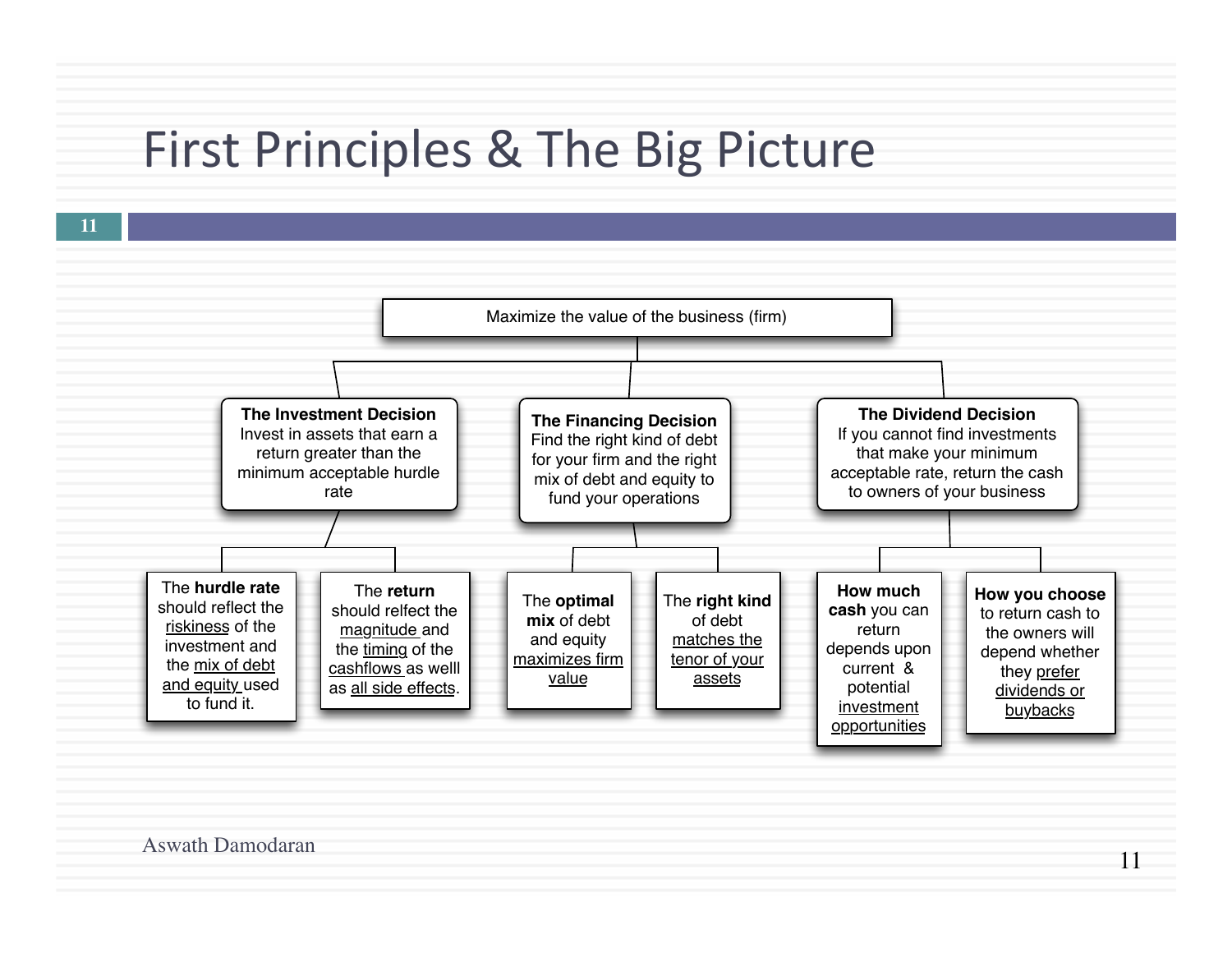# First Principles & The Big Picture

**Maximize the value of the business (firm)**

- **The Investment Decision**: Invest in assets that earn a return greater than the minimum acceptable hurdle rate
  - The **hurdle rate** should reflect the riskiness of the investment and the mix of debt and equity used to fund it.
  - The **return** should relfect the magnitude and the timing of the cashflows as welll as all side effects.
- **The Financing Decision**: Find the right kind of debt for your firm and the right mix of debt and equity to fund your operations
  - The **optimal mix** of debt and equity maximizes firm value
  - The **right kind** of debt matches the tenor of your assets
- **The Dividend Decision**: If you cannot find investments that make your minimum acceptable rate, return the cash to owners of your business
  - **How much cash** you can return depends upon current & potential investment opportunities
  - **How you choose** to return cash to the owners will depend whether they prefer dividends or buybacks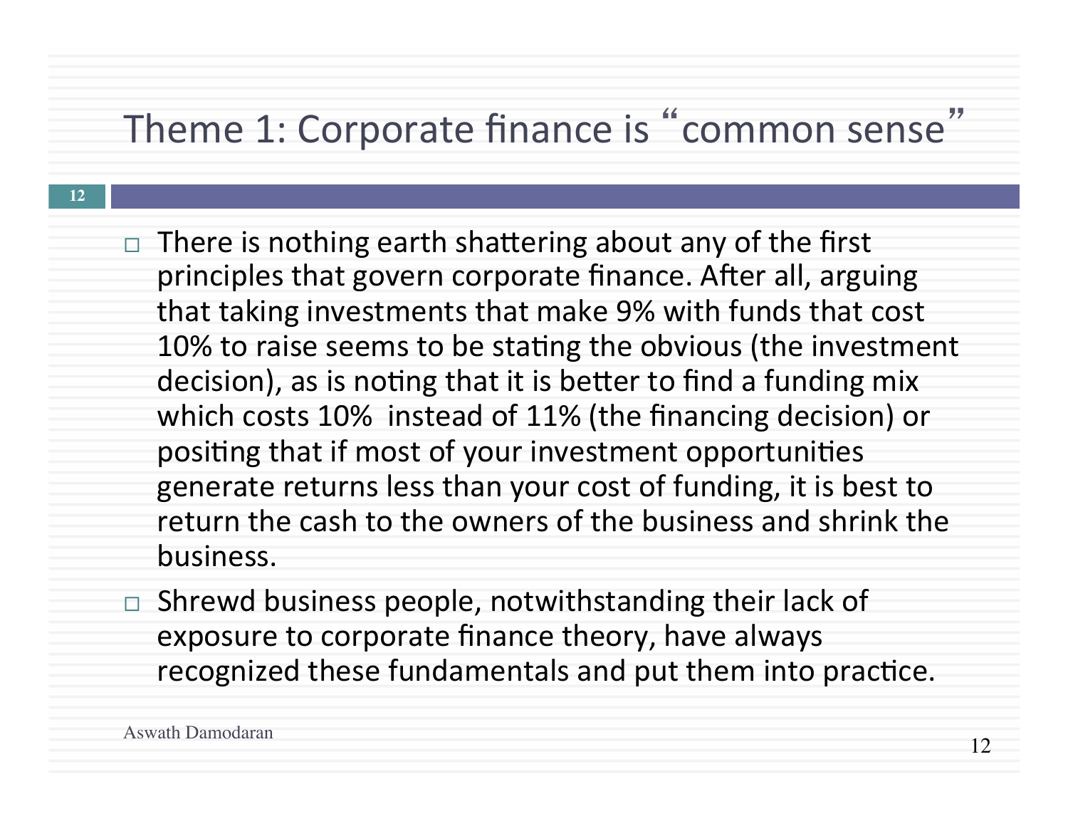# Theme 1: Corporate finance is "common sense"

- There is nothing earth shattering about any of the first principles that govern corporate finance. After all, arguing that taking investments that make 9% with funds that cost 10% to raise seems to be stating the obvious (the investment decision), as is noting that it is better to find a funding mix which costs 10% instead of 11% (the financing decision) or positing that if most of your investment opportunities generate returns less than your cost of funding, it is best to return the cash to the owners of the business and shrink the business.
- Shrewd business people, notwithstanding their lack of exposure to corporate finance theory, have always recognized these fundamentals and put them into practice.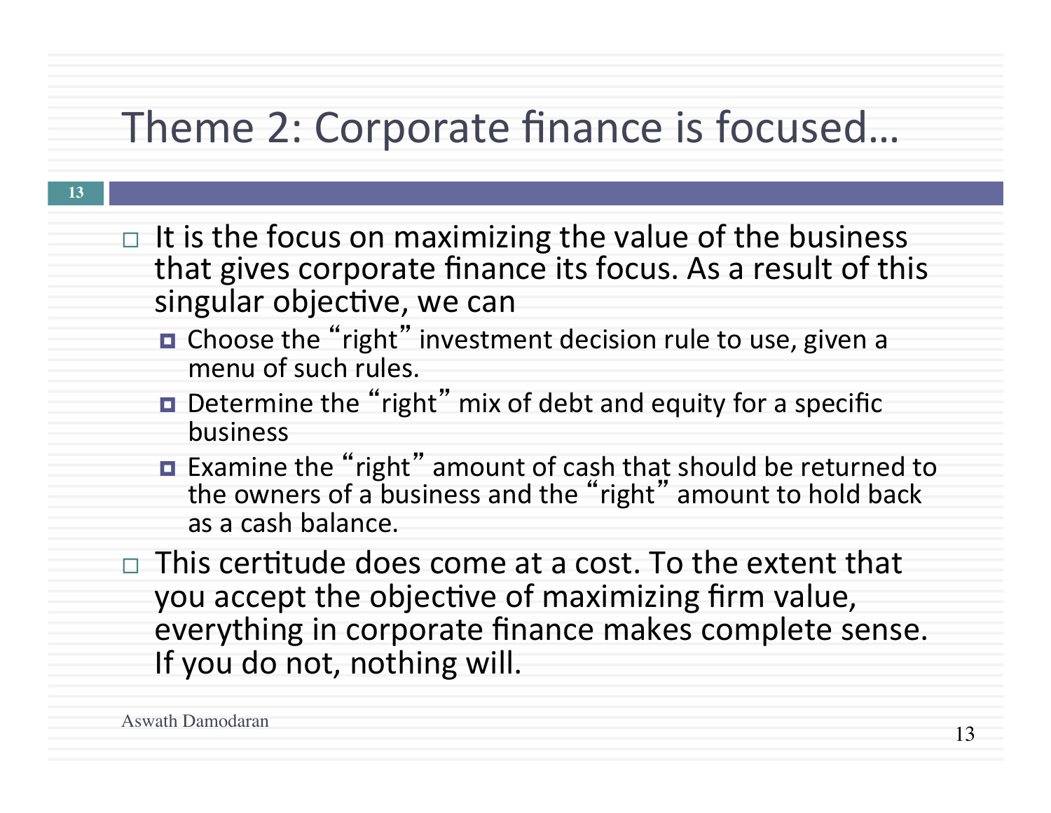# Theme 2: Corporate finance is focused…

- It is the focus on maximizing the value of the business that gives corporate finance its focus. As a result of this singular objective, we can
  - Choose the “right” investment decision rule to use, given a menu of such rules.
  - Determine the “right” mix of debt and equity for a specific business
  - Examine the “right” amount of cash that should be returned to the owners of a business and the “right” amount to hold back as a cash balance.
- This certitude does come at a cost. To the extent that you accept the objective of maximizing firm value, everything in corporate finance makes complete sense. If you do not, nothing will.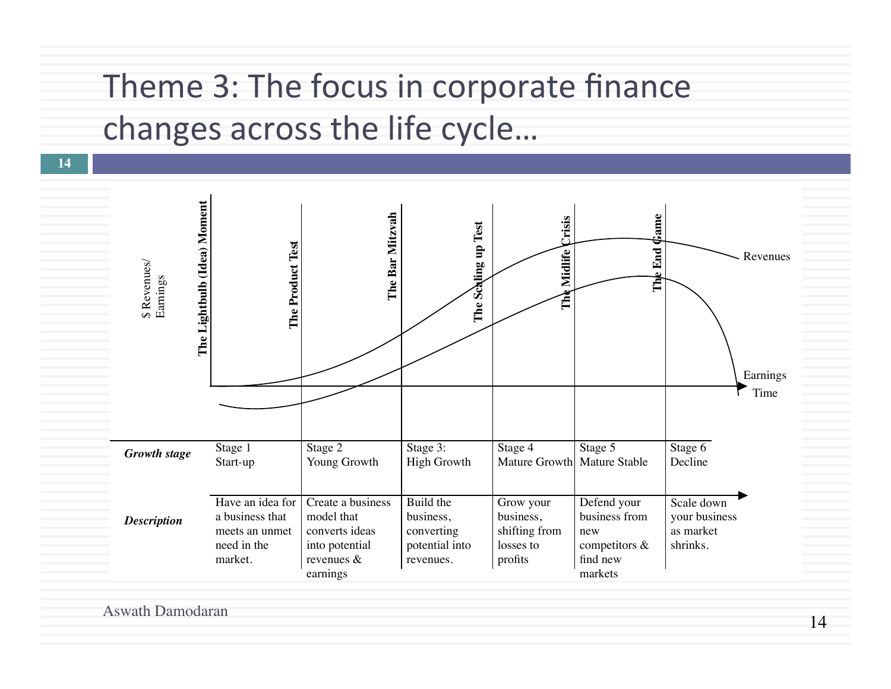# Theme 3: The focus in corporate finance changes across the life cycle…

$ Revenues/ Earnings

The Lightbulb (Idea) Moment | The Product Test | The Bar Mitzvah | The Scaling up Test | The Midlife Crisis | The End Game

Revenues

Earnings

Time

| *Growth stage* | Stage 1 Start-up | Stage 2 Young Growth | Stage 3: High Growth | Stage 4 Mature Growth | Stage 5 Mature Stable | Stage 6 Decline |
|---|---|---|---|---|---|---|
| *Description* | Have an idea for a business that meets an unmet need in the market. | Create a business model that converts ideas into potential revenues & earnings | Build the business, converting potential into revenues. | Grow your business, shifting from losses to profits | Defend your business from new competitors & find new markets | Scale down your business as market shrinks. |

Aswath Damodaran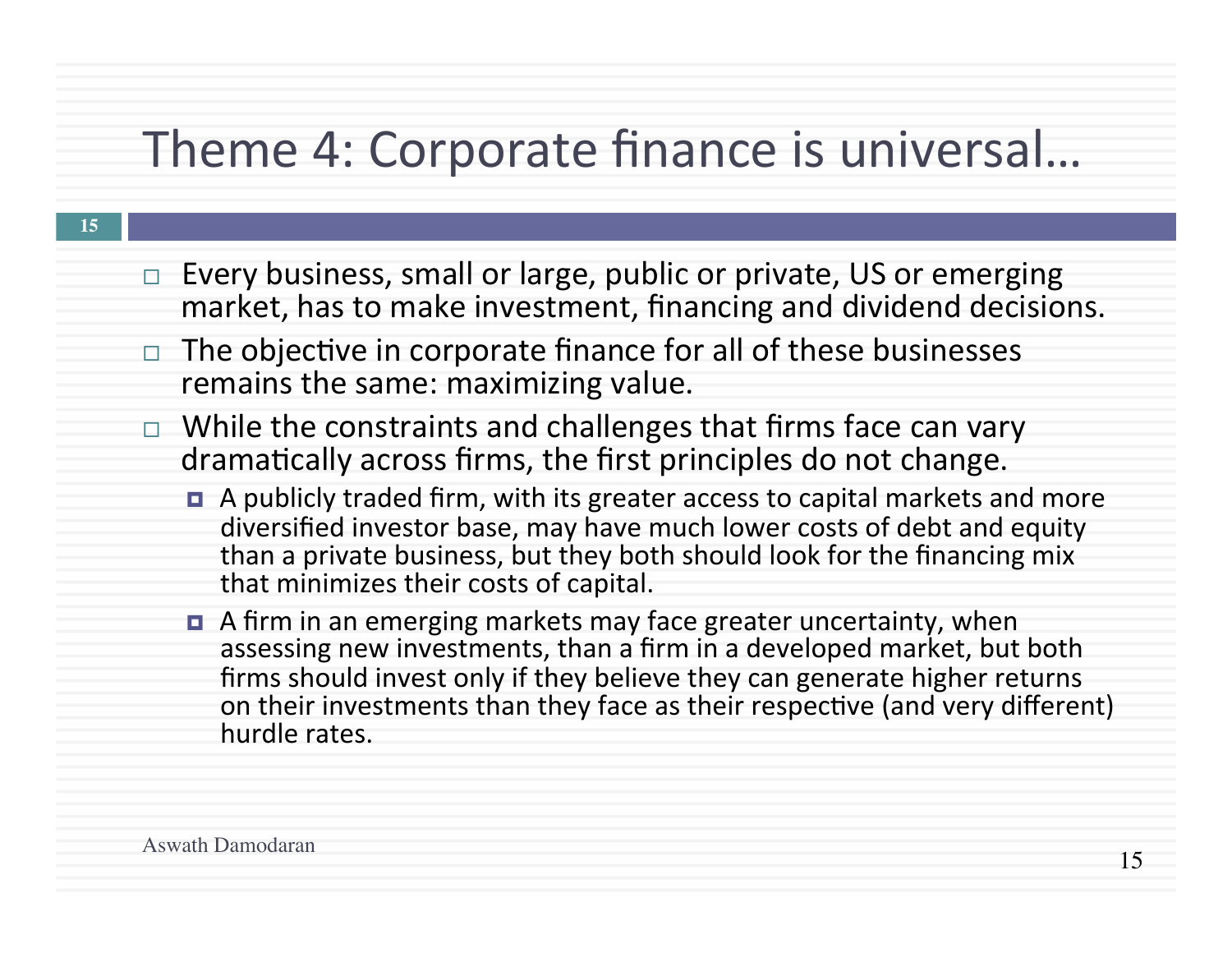# Theme 4: Corporate finance is universal…

- Every business, small or large, public or private, US or emerging market, has to make investment, financing and dividend decisions.
- The objective in corporate finance for all of these businesses remains the same: maximizing value.
- While the constraints and challenges that firms face can vary dramatically across firms, the first principles do not change.
  - A publicly traded firm, with its greater access to capital markets and more diversified investor base, may have much lower costs of debt and equity than a private business, but they both should look for the financing mix that minimizes their costs of capital.
  - A firm in an emerging markets may face greater uncertainty, when assessing new investments, than a firm in a developed market, but both firms should invest only if they believe they can generate higher returns on their investments than they face as their respective (and very different) hurdle rates.

Aswath Damodaran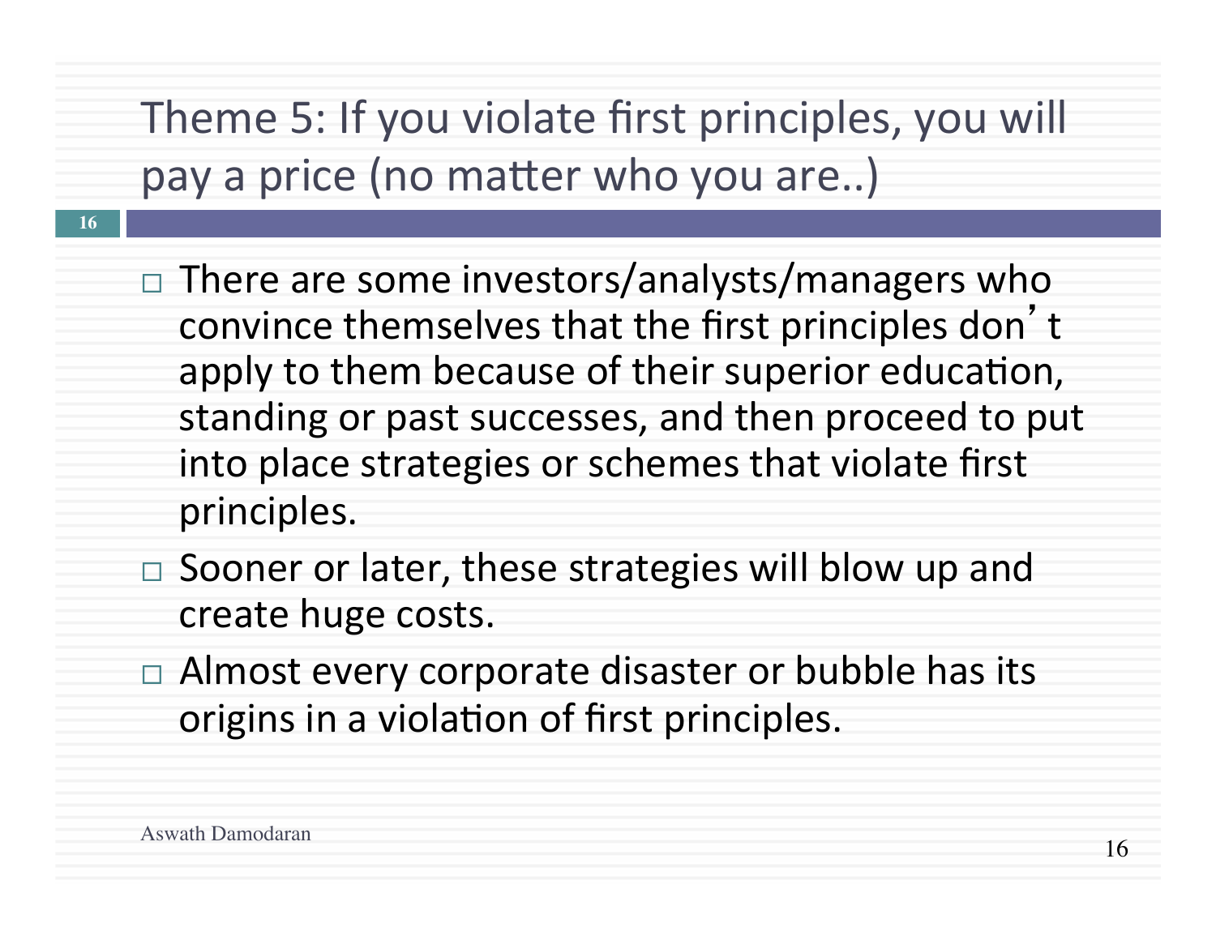# Theme 5: If you violate first principles, you will pay a price (no matter who you are..)

- There are some investors/analysts/managers who convince themselves that the first principles don't apply to them because of their superior education, standing or past successes, and then proceed to put into place strategies or schemes that violate first principles.
- Sooner or later, these strategies will blow up and create huge costs.
- Almost every corporate disaster or bubble has its origins in a violation of first principles.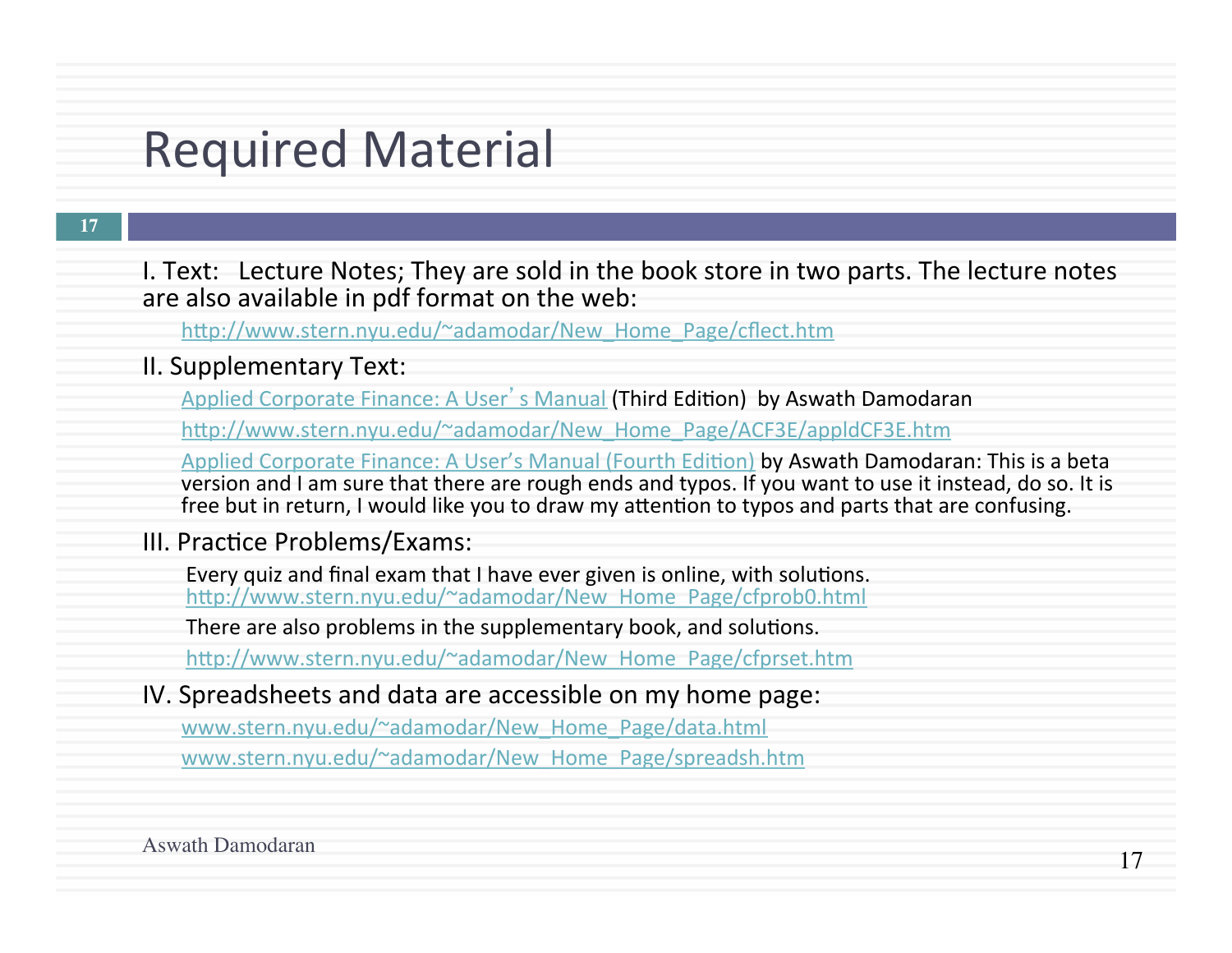# Required Material

I. Text: Lecture Notes; They are sold in the book store in two parts. The lecture notes are also available in pdf format on the web:

http://www.stern.nyu.edu/~adamodar/New_Home_Page/cflect.htm

II. Supplementary Text:

Applied Corporate Finance: A User's Manual (Third Edition) by Aswath Damodaran

http://www.stern.nyu.edu/~adamodar/New_Home_Page/ACF3E/appldCF3E.htm

Applied Corporate Finance: A User's Manual (Fourth Edition) by Aswath Damodaran: This is a beta version and I am sure that there are rough ends and typos. If you want to use it instead, do so. It is free but in return, I would like you to draw my attention to typos and parts that are confusing.

III. Practice Problems/Exams:

Every quiz and final exam that I have ever given is online, with solutions.
http://www.stern.nyu.edu/~adamodar/New_Home_Page/cfprob0.html

There are also problems in the supplementary book, and solutions.

http://www.stern.nyu.edu/~adamodar/New_Home_Page/cfprset.htm

IV. Spreadsheets and data are accessible on my home page:

www.stern.nyu.edu/~adamodar/New_Home_Page/data.html

www.stern.nyu.edu/~adamodar/New_Home_Page/spreadsh.htm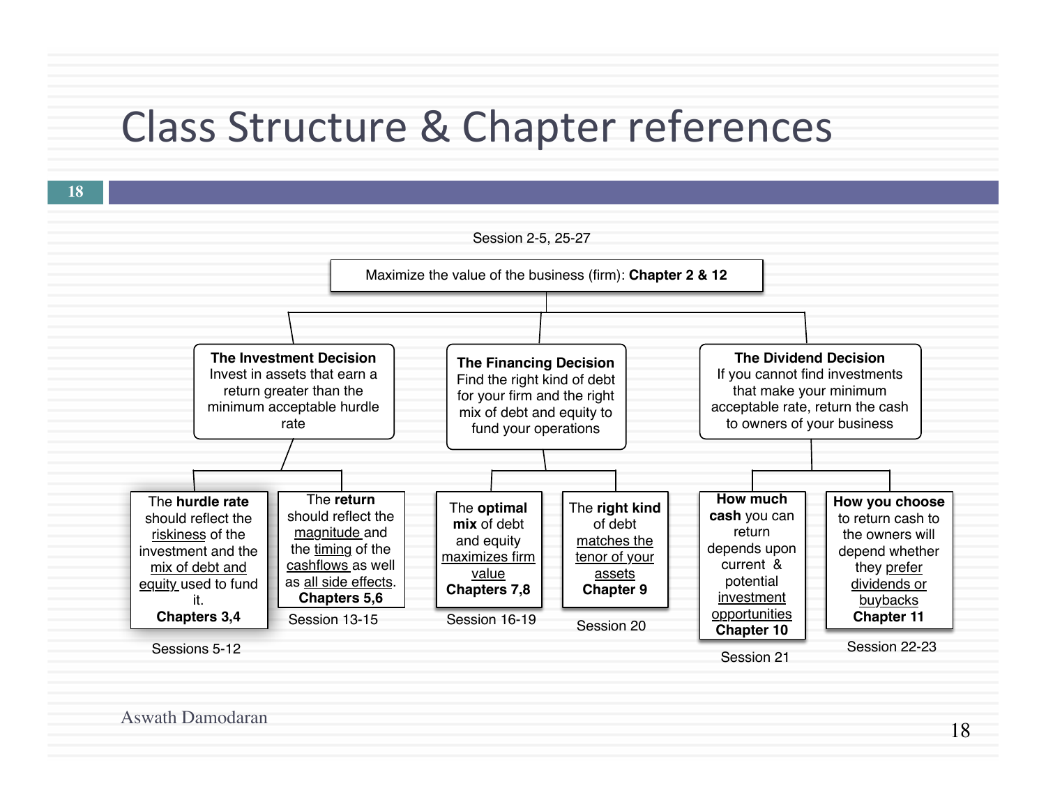# Class Structure & Chapter references

Session 2-5, 25-27

**Maximize the value of the business (firm): Chapter 2 & 12**

- **The Investment Decision**
  Invest in assets that earn a return greater than the minimum acceptable hurdle rate
  - The **hurdle rate** should reflect the riskiness of the investment and the mix of debt and equity used to fund it.
    **Chapters 3,4**
    Sessions 5-12
  - The **return** should reflect the magnitude and the timing of the cashflows as well as all side effects.
    **Chapters 5,6**
    Session 13-15
- **The Financing Decision**
  Find the right kind of debt for your firm and the right mix of debt and equity to fund your operations
  - The **optimal mix** of debt and equity maximizes firm value
    **Chapters 7,8**
    Session 16-19
  - The **right kind** of debt matches the tenor of your assets
    **Chapter 9**
    Session 20
- **The Dividend Decision**
  If you cannot find investments that make your minimum acceptable rate, return the cash to owners of your business
  - **How much cash** you can return depends upon current & potential investment opportunities
    **Chapter 10**
    Session 21
  - **How you choose** to return cash to the owners will depend whether they prefer dividends or buybacks
    **Chapter 11**
    Session 22-23

Aswath Damodaran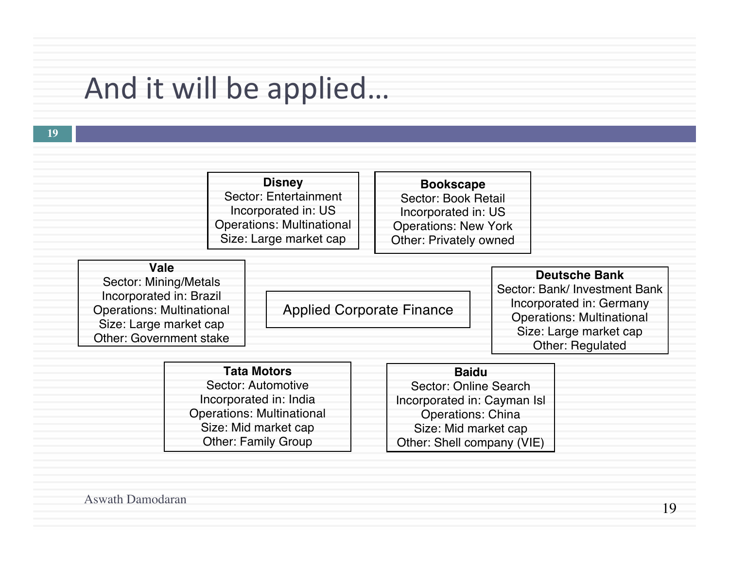# And it will be applied…

**Disney**
Sector: Entertainment
Incorporated in: US
Operations: Multinational
Size: Large market cap

**Bookscape**
Sector: Book Retail
Incorporated in: US
Operations: New York
Other: Privately owned

**Vale**
Sector: Mining/Metals
Incorporated in: Brazil
Operations: Multinational
Size: Large market cap
Other: Government stake

Applied Corporate Finance

**Deutsche Bank**
Sector: Bank/ Investment Bank
Incorporated in: Germany
Operations: Multinational
Size: Large market cap
Other: Regulated

**Tata Motors**
Sector: Automotive
Incorporated in: India
Operations: Multinational
Size: Mid market cap
Other: Family Group

**Baidu**
Sector: Online Search
Incorporated in: Cayman Isl
Operations: China
Size: Mid market cap
Other: Shell company (VIE)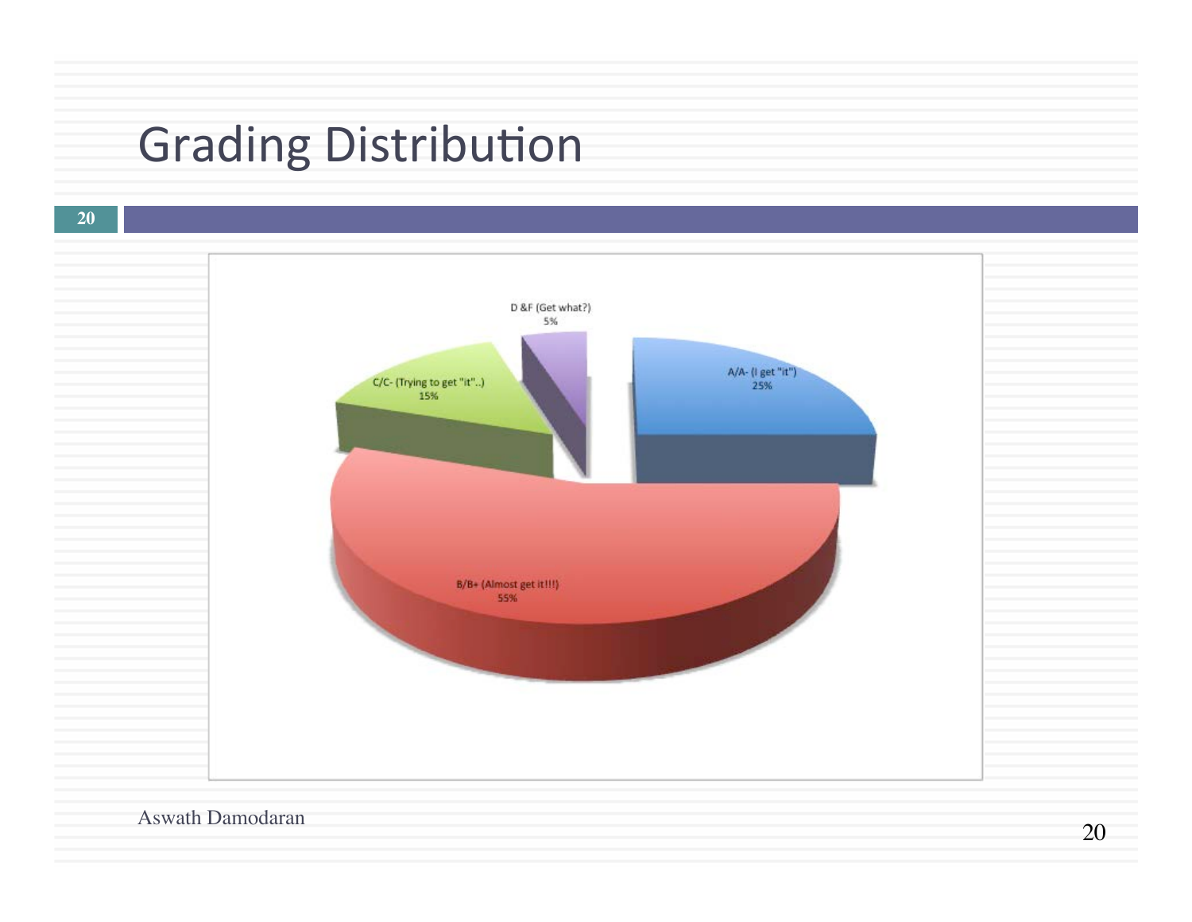# Grading Distribution

D &F (Get what?)
5%

A/A- (I get "it")
25%

C/C- (Trying to get "it"..)
15%

B/B+ (Almost get it!!!)
55%

Aswath Damodaran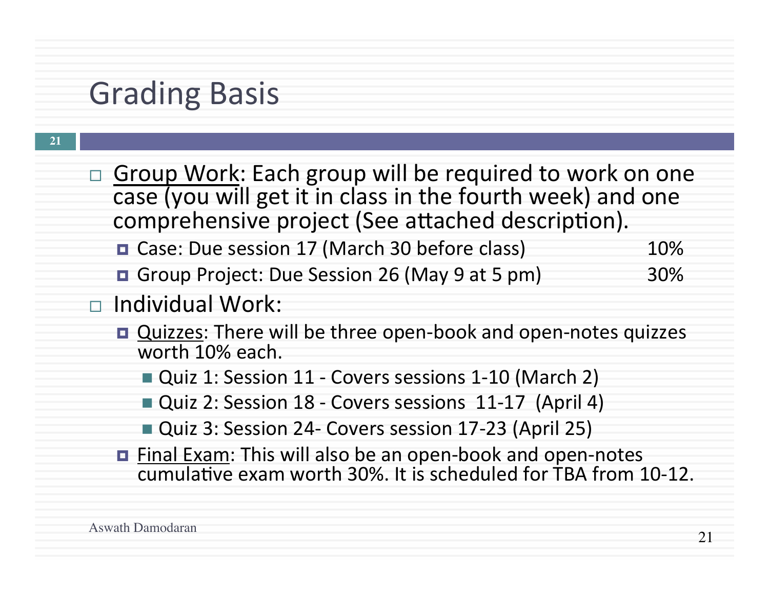# Grading Basis

- Group Work: Each group will be required to work on one case (you will get it in class in the fourth week) and one comprehensive project (See attached description).
  - Case: Due session 17 (March 30 before class) 10%
  - Group Project: Due Session 26 (May 9 at 5 pm) 30%
- Individual Work:
  - Quizzes: There will be three open-book and open-notes quizzes worth 10% each.
    - Quiz 1: Session 11 - Covers sessions 1-10 (March 2)
    - Quiz 2: Session 18 - Covers sessions 11-17 (April 4)
    - Quiz 3: Session 24- Covers session 17-23 (April 25)
  - Final Exam: This will also be an open-book and open-notes cumulative exam worth 30%. It is scheduled for TBA from 10-12.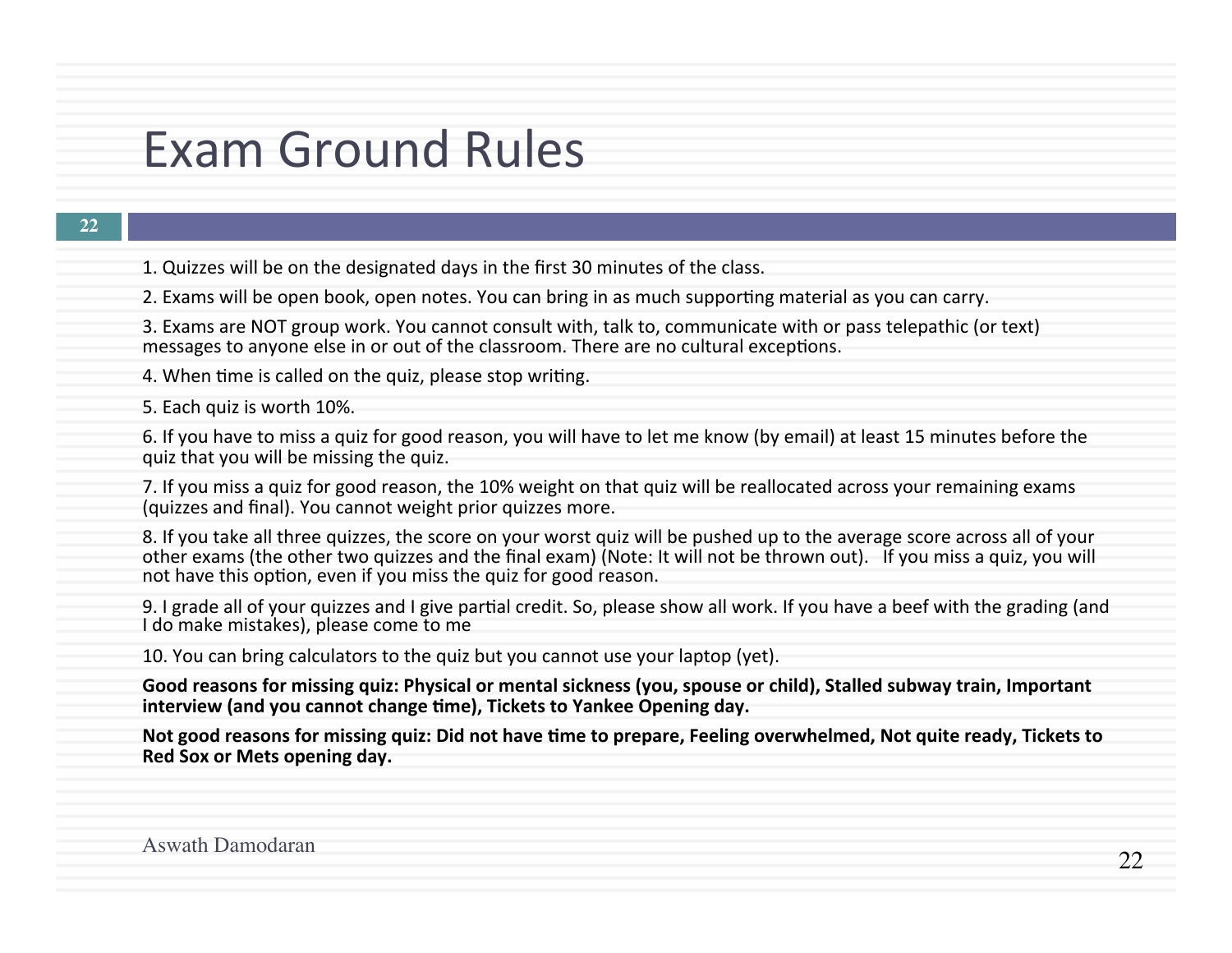# Exam Ground Rules

1. Quizzes will be on the designated days in the first 30 minutes of the class.

2. Exams will be open book, open notes. You can bring in as much supporting material as you can carry.

3. Exams are NOT group work. You cannot consult with, talk to, communicate with or pass telepathic (or text) messages to anyone else in or out of the classroom. There are no cultural exceptions.

4. When time is called on the quiz, please stop writing.

5. Each quiz is worth 10%.

6. If you have to miss a quiz for good reason, you will have to let me know (by email) at least 15 minutes before the quiz that you will be missing the quiz.

7. If you miss a quiz for good reason, the 10% weight on that quiz will be reallocated across your remaining exams (quizzes and final). You cannot weight prior quizzes more.

8. If you take all three quizzes, the score on your worst quiz will be pushed up to the average score across all of your other exams (the other two quizzes and the final exam) (Note: It will not be thrown out). If you miss a quiz, you will not have this option, even if you miss the quiz for good reason.

9. I grade all of your quizzes and I give partial credit. So, please show all work. If you have a beef with the grading (and I do make mistakes), please come to me

10. You can bring calculators to the quiz but you cannot use your laptop (yet).

**Good reasons for missing quiz: Physical or mental sickness (you, spouse or child), Stalled subway train, Important interview (and you cannot change time), Tickets to Yankee Opening day.**

**Not good reasons for missing quiz: Did not have time to prepare, Feeling overwhelmed, Not quite ready, Tickets to Red Sox or Mets opening day.**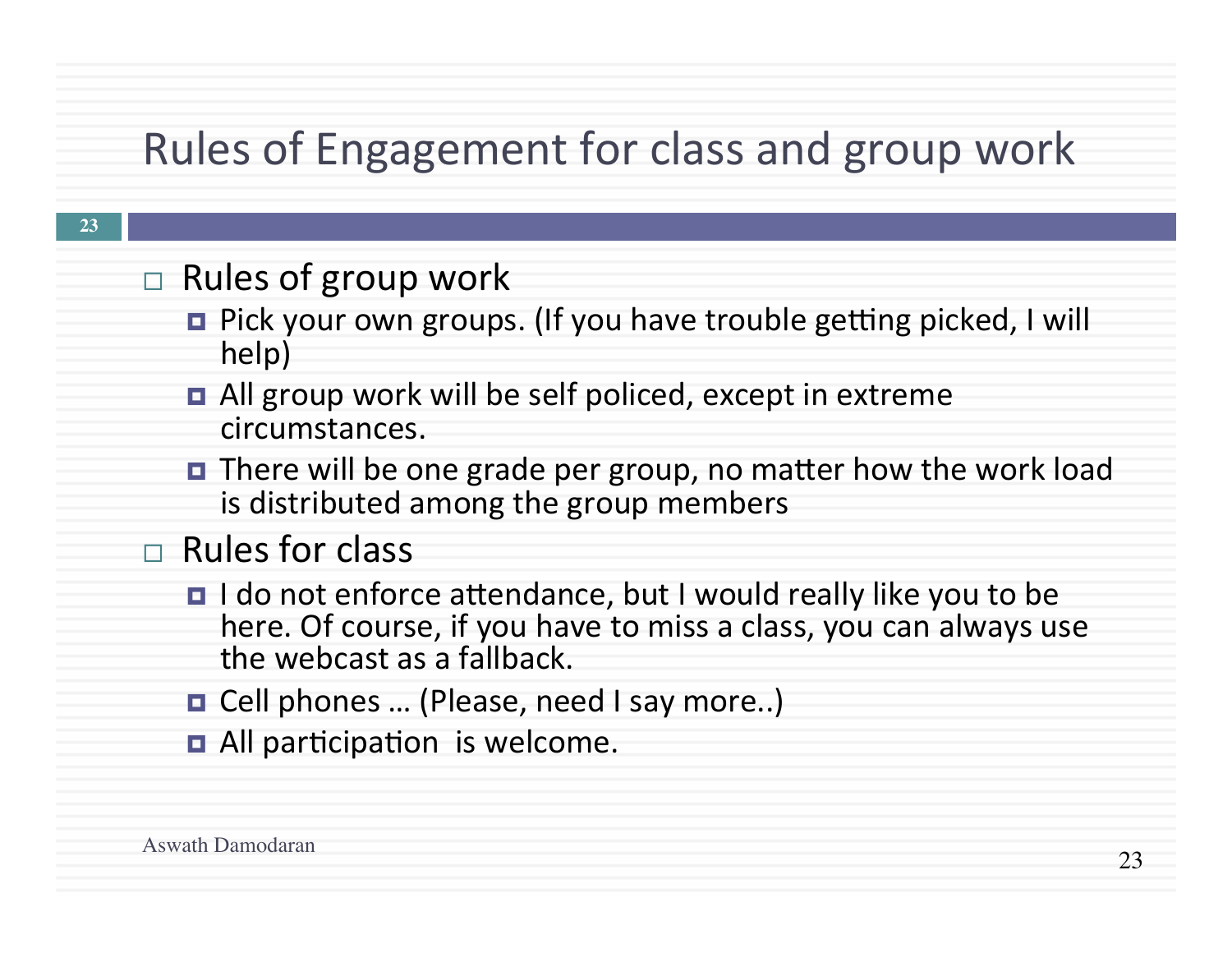# Rules of Engagement for class and group work

- Rules of group work
  - Pick your own groups. (If you have trouble getting picked, I will help)
  - All group work will be self policed, except in extreme circumstances.
  - There will be one grade per group, no matter how the work load is distributed among the group members
- Rules for class
  - I do not enforce attendance, but I would really like you to be here. Of course, if you have to miss a class, you can always use the webcast as a fallback.
  - Cell phones … (Please, need I say more..)
  - All participation is welcome.